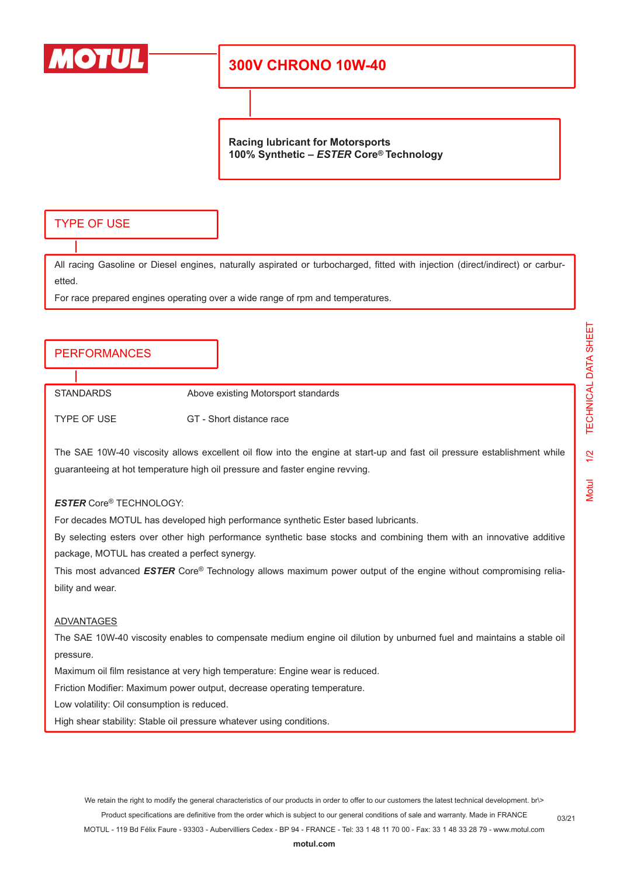MOTUL

# 300V CHRONO 10W-40

**Racing lubricant for Motorsports**
**100% Synthetic – *ESTER* Core® Technology**

## TYPE OF USE

All racing Gasoline or Diesel engines, naturally aspirated or turbocharged, fitted with injection (direct/indirect) or carburetted.

For race prepared engines operating over a wide range of rpm and temperatures.

## PERFORMANCES

| | |
|---|---|
| STANDARDS | Above existing Motorsport standards |
| TYPE OF USE | GT - Short distance race |

The SAE 10W-40 viscosity allows excellent oil flow into the engine at start-up and fast oil pressure establishment while guaranteeing at hot temperature high oil pressure and faster engine revving.

***ESTER*** Core® TECHNOLOGY:

For decades MOTUL has developed high performance synthetic Ester based lubricants.

By selecting esters over other high performance synthetic base stocks and combining them with an innovative additive package, MOTUL has created a perfect synergy.

This most advanced ***ESTER*** Core® Technology allows maximum power output of the engine without compromising reliability and wear.

ADVANTAGES

The SAE 10W-40 viscosity enables to compensate medium engine oil dilution by unburned fuel and maintains a stable oil pressure.

Maximum oil film resistance at very high temperature: Engine wear is reduced.

Friction Modifier: Maximum power output, decrease operating temperature.

Low volatility: Oil consumption is reduced.

High shear stability: Stable oil pressure whatever using conditions.

We retain the right to modify the general characteristics of our products in order to offer to our customers the latest technical development. br\>
Product specifications are definitive from the order which is subject to our general conditions of sale and warranty. Made in FRANCE
MOTUL - 119 Bd Félix Faure - 93303 - Aubervilliers Cedex - BP 94 - FRANCE - Tel: 33 1 48 11 70 00 - Fax: 33 1 48 33 28 79 - www.motul.com
**motul.com**

03/21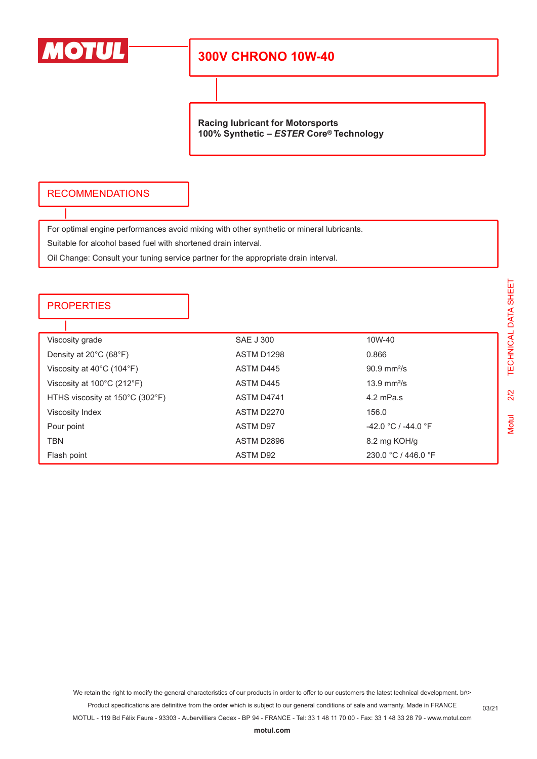# 300V CHRONO 10W-40

**Racing lubricant for Motorsports**
**100% Synthetic – *ESTER* Core® Technology**

## RECOMMENDATIONS

For optimal engine performances avoid mixing with other synthetic or mineral lubricants.

Suitable for alcohol based fuel with shortened drain interval.

Oil Change: Consult your tuning service partner for the appropriate drain interval.

## PROPERTIES

| | | |
|---|---|---|
| Viscosity grade | SAE J 300 | 10W-40 |
| Density at 20°C (68°F) | ASTM D1298 | 0.866 |
| Viscosity at 40°C (104°F) | ASTM D445 | 90.9 mm²/s |
| Viscosity at 100°C (212°F) | ASTM D445 | 13.9 mm²/s |
| HTHS viscosity at 150°C (302°F) | ASTM D4741 | 4.2 mPa.s |
| Viscosity Index | ASTM D2270 | 156.0 |
| Pour point | ASTM D97 | -42.0 °C / -44.0 °F |
| TBN | ASTM D2896 | 8.2 mg KOH/g |
| Flash point | ASTM D92 | 230.0 °C / 446.0 °F |

We retain the right to modify the general characteristics of our products in order to offer to our customers the latest technical development. br\>
Product specifications are definitive from the order which is subject to our general conditions of sale and warranty. Made in FRANCE
MOTUL - 119 Bd Félix Faure - 93303 - Aubervilliers Cedex - BP 94 - FRANCE - Tel: 33 1 48 11 70 00 - Fax: 33 1 48 33 28 79 - www.motul.com

03/21